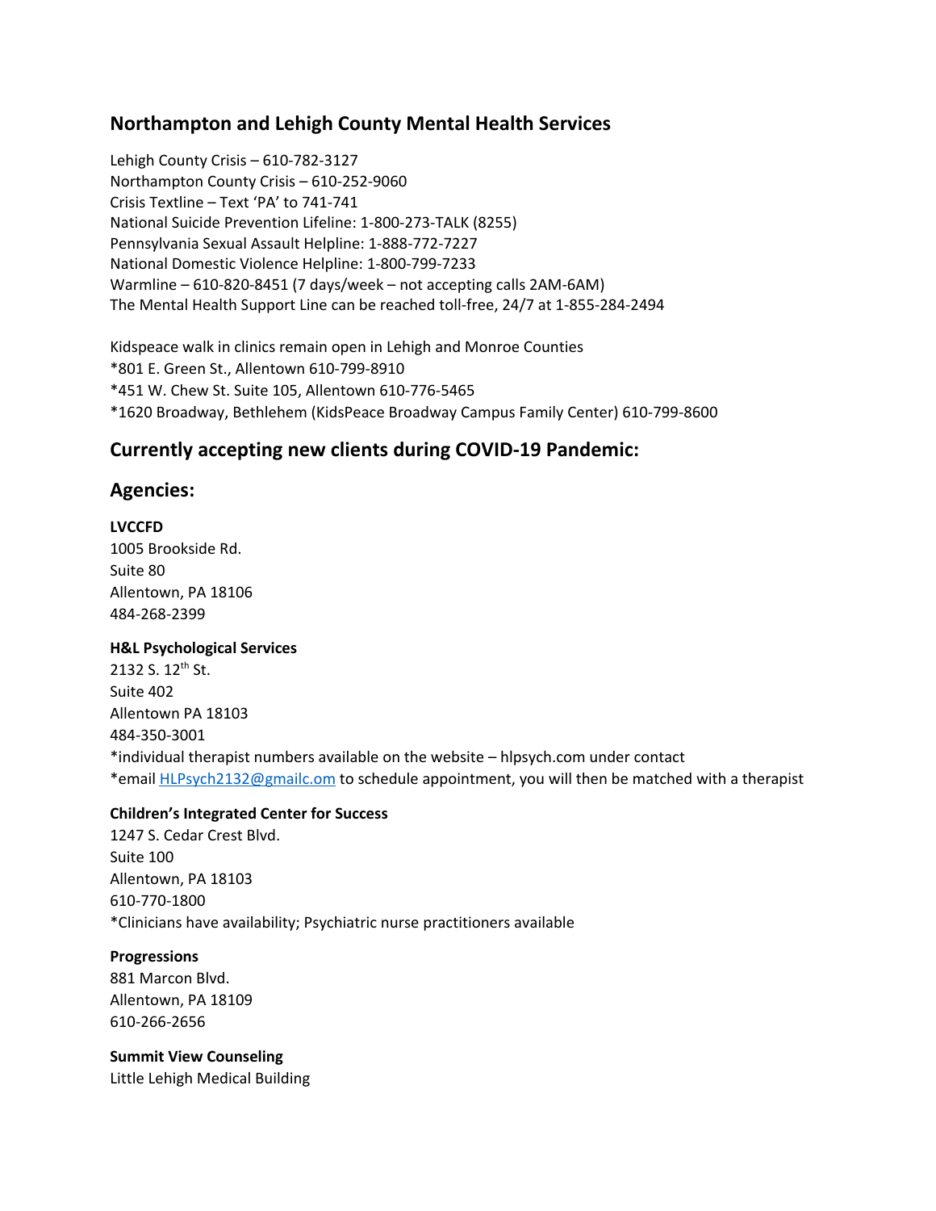## Northampton and Lehigh County Mental Health Services

Lehigh County Crisis – 610-782-3127
Northampton County Crisis – 610-252-9060
Crisis Textline – Text 'PA' to 741-741
National Suicide Prevention Lifeline: 1-800-273-TALK (8255)
Pennsylvania Sexual Assault Helpline: 1-888-772-7227
National Domestic Violence Helpline: 1-800-799-7233
Warmline – 610-820-8451 (7 days/week – not accepting calls 2AM-6AM)
The Mental Health Support Line can be reached toll-free, 24/7 at 1-855-284-2494

Kidspeace walk in clinics remain open in Lehigh and Monroe Counties
*801 E. Green St., Allentown 610-799-8910
*451 W. Chew St. Suite 105, Allentown 610-776-5465
*1620 Broadway, Bethlehem (KidsPeace Broadway Campus Family Center) 610-799-8600

## Currently accepting new clients during COVID-19 Pandemic:

## Agencies:

**LVCCFD**
1005 Brookside Rd.
Suite 80
Allentown, PA 18106
484-268-2399

**H&L Psychological Services**
2132 S. 12th St.
Suite 402
Allentown PA 18103
484-350-3001
*individual therapist numbers available on the website – hlpsych.com under contact
*email HLPsych2132@gmailc.om to schedule appointment, you will then be matched with a therapist

**Children's Integrated Center for Success**
1247 S. Cedar Crest Blvd.
Suite 100
Allentown, PA 18103
610-770-1800
*Clinicians have availability; Psychiatric nurse practitioners available

**Progressions**
881 Marcon Blvd.
Allentown, PA 18109
610-266-2656

**Summit View Counseling**
Little Lehigh Medical Building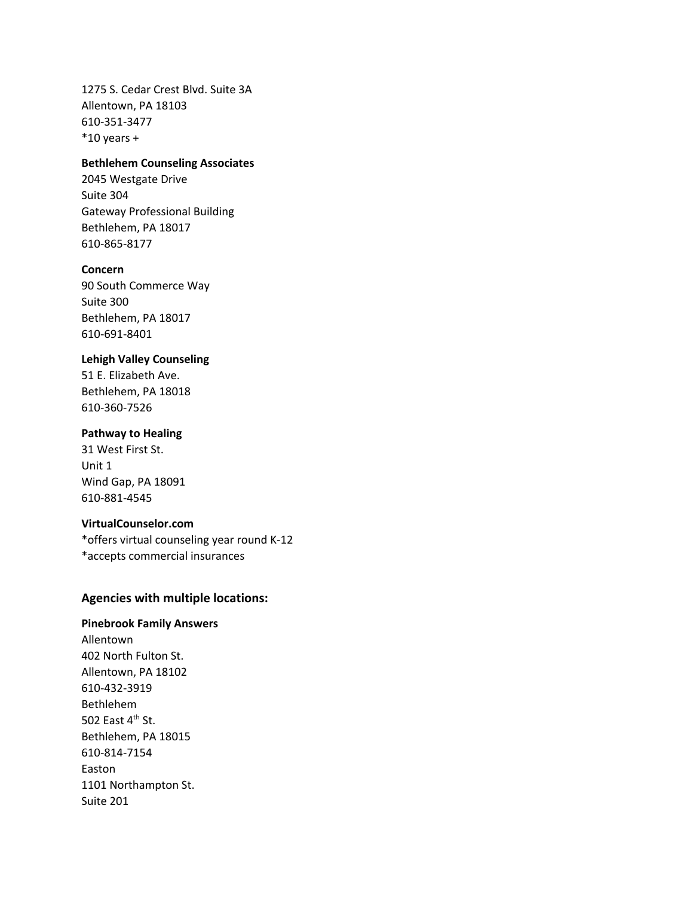1275 S. Cedar Crest Blvd. Suite 3A
Allentown, PA 18103
610-351-3477
*10 years +

**Bethlehem Counseling Associates**
2045 Westgate Drive
Suite 304
Gateway Professional Building
Bethlehem, PA 18017
610-865-8177

**Concern**
90 South Commerce Way
Suite 300
Bethlehem, PA 18017
610-691-8401

**Lehigh Valley Counseling**
51 E. Elizabeth Ave.
Bethlehem, PA 18018
610-360-7526

**Pathway to Healing**
31 West First St.
Unit 1
Wind Gap, PA 18091
610-881-4545

**VirtualCounselor.com**
*offers virtual counseling year round K-12
*accepts commercial insurances

### Agencies with multiple locations:

**Pinebrook Family Answers**
Allentown
402 North Fulton St.
Allentown, PA 18102
610-432-3919
Bethlehem
502 East 4th St.
Bethlehem, PA 18015
610-814-7154
Easton
1101 Northampton St.
Suite 201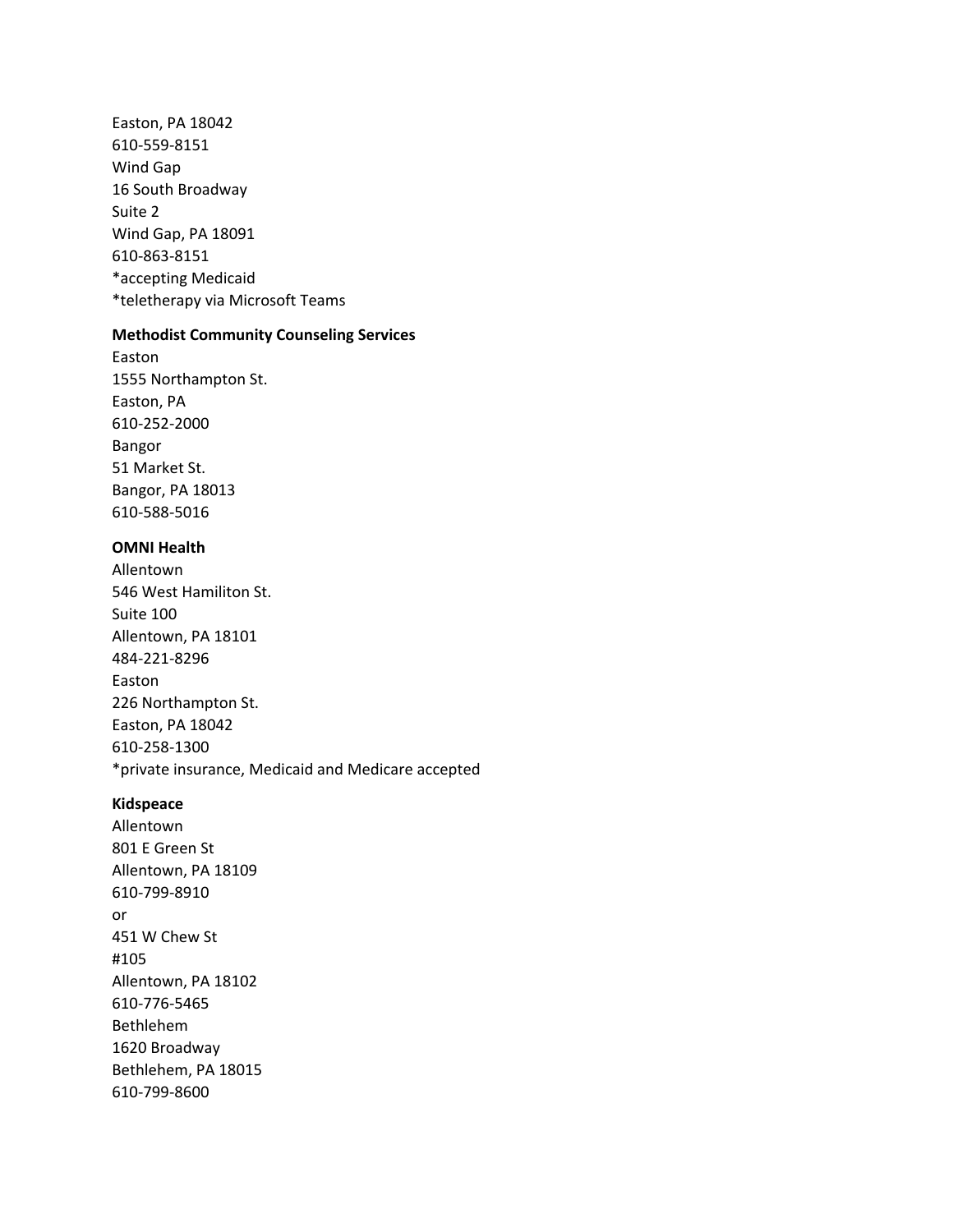Easton, PA 18042
610-559-8151
Wind Gap
16 South Broadway
Suite 2
Wind Gap, PA 18091
610-863-8151
*accepting Medicaid
*teletherapy via Microsoft Teams

**Methodist Community Counseling Services**
Easton
1555 Northampton St.
Easton, PA
610-252-2000
Bangor
51 Market St.
Bangor, PA 18013
610-588-5016

**OMNI Health**
Allentown
546 West Hamiliton St.
Suite 100
Allentown, PA 18101
484-221-8296
Easton
226 Northampton St.
Easton, PA 18042
610-258-1300
*private insurance, Medicaid and Medicare accepted

**Kidspeace**
Allentown
801 E Green St
Allentown, PA 18109
610-799-8910
or
451 W Chew St
#105
Allentown, PA 18102
610-776-5465
Bethlehem
1620 Broadway
Bethlehem, PA 18015
610-799-8600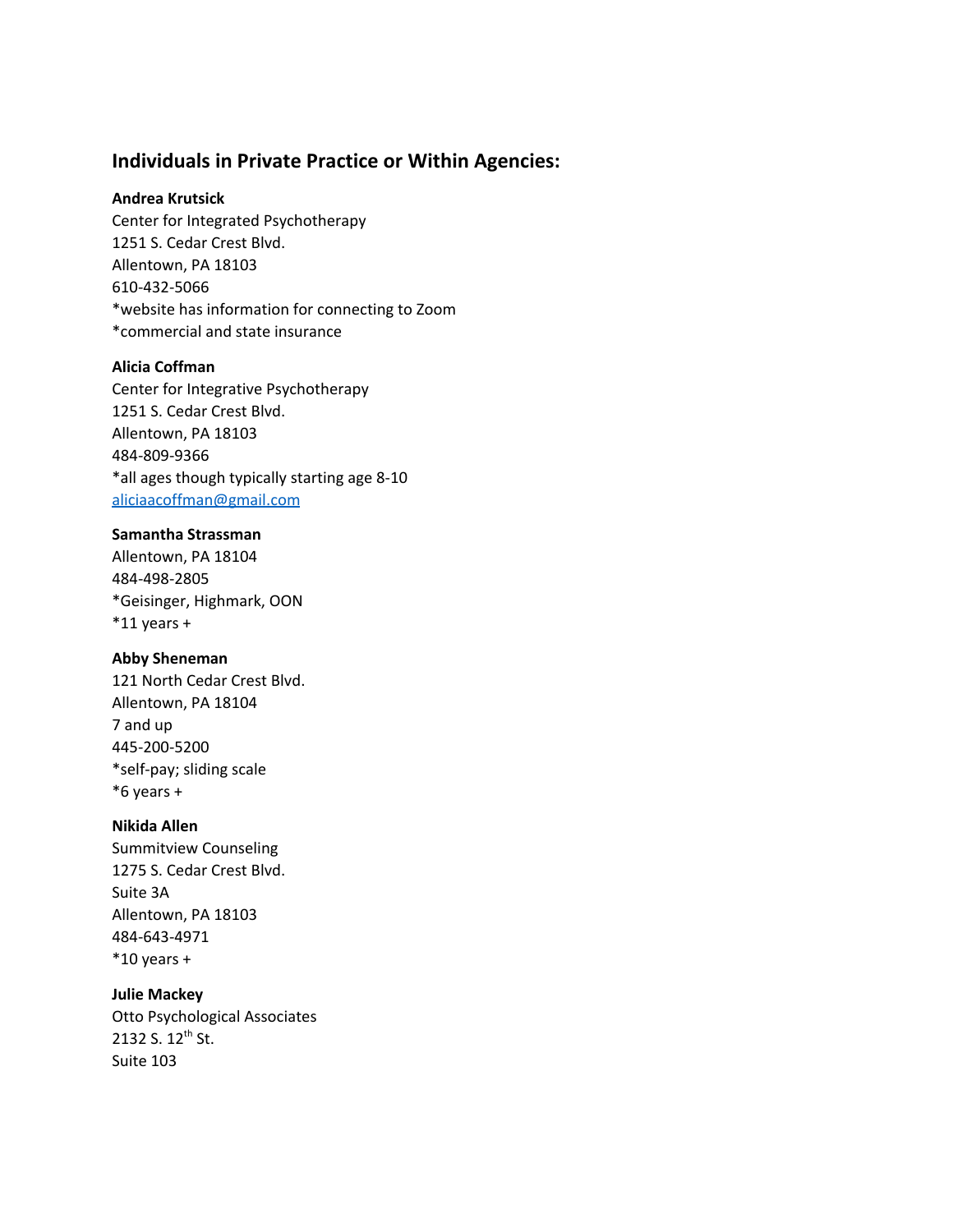## Individuals in Private Practice or Within Agencies:

**Andrea Krutsick**
Center for Integrated Psychotherapy
1251 S. Cedar Crest Blvd.
Allentown, PA 18103
610-432-5066
*website has information for connecting to Zoom
*commercial and state insurance

**Alicia Coffman**
Center for Integrative Psychotherapy
1251 S. Cedar Crest Blvd.
Allentown, PA 18103
484-809-9366
*all ages though typically starting age 8-10
aliciaacoffman@gmail.com

**Samantha Strassman**
Allentown, PA 18104
484-498-2805
*Geisinger, Highmark, OON
*11 years +

**Abby Sheneman**
121 North Cedar Crest Blvd.
Allentown, PA 18104
7 and up
445-200-5200
*self-pay; sliding scale
*6 years +

**Nikida Allen**
Summitview Counseling
1275 S. Cedar Crest Blvd.
Suite 3A
Allentown, PA 18103
484-643-4971
*10 years +

**Julie Mackey**
Otto Psychological Associates
2132 S. 12th St.
Suite 103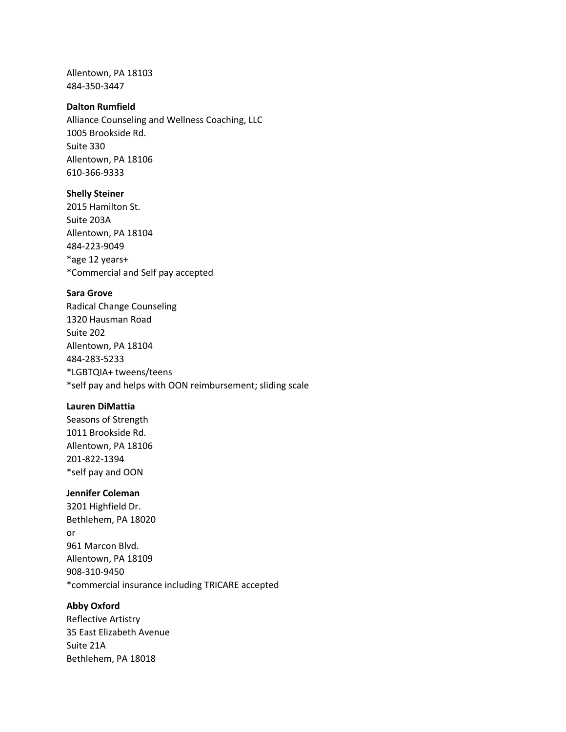Allentown, PA 18103
484-350-3447

**Dalton Rumfield**
Alliance Counseling and Wellness Coaching, LLC
1005 Brookside Rd.
Suite 330
Allentown, PA 18106
610-366-9333

**Shelly Steiner**
2015 Hamilton St.
Suite 203A
Allentown, PA 18104
484-223-9049
*age 12 years+
*Commercial and Self pay accepted

**Sara Grove**
Radical Change Counseling
1320 Hausman Road
Suite 202
Allentown, PA 18104
484-283-5233
*LGBTQIA+ tweens/teens
*self pay and helps with OON reimbursement; sliding scale

**Lauren DiMattia**
Seasons of Strength
1011 Brookside Rd.
Allentown, PA 18106
201-822-1394
*self pay and OON

**Jennifer Coleman**
3201 Highfield Dr.
Bethlehem, PA 18020
or
961 Marcon Blvd.
Allentown, PA 18109
908-310-9450
*commercial insurance including TRICARE accepted

**Abby Oxford**
Reflective Artistry
35 East Elizabeth Avenue
Suite 21A
Bethlehem, PA 18018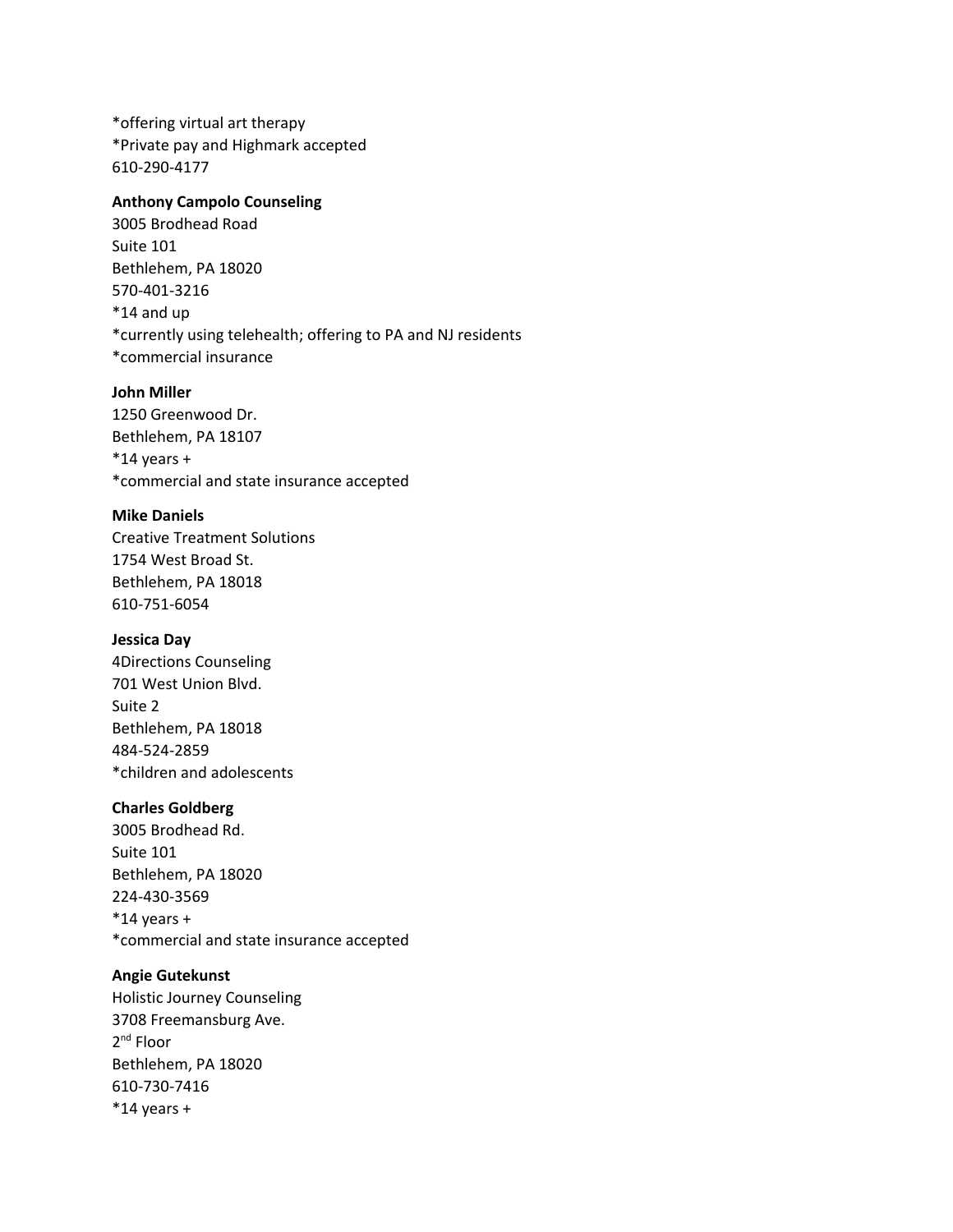*offering virtual art therapy
*Private pay and Highmark accepted
610-290-4177

**Anthony Campolo Counseling**
3005 Brodhead Road
Suite 101
Bethlehem, PA 18020
570-401-3216
*14 and up
*currently using telehealth; offering to PA and NJ residents
*commercial insurance

**John Miller**
1250 Greenwood Dr.
Bethlehem, PA 18107
*14 years +
*commercial and state insurance accepted

**Mike Daniels**
Creative Treatment Solutions
1754 West Broad St.
Bethlehem, PA 18018
610-751-6054

**Jessica Day**
4Directions Counseling
701 West Union Blvd.
Suite 2
Bethlehem, PA 18018
484-524-2859
*children and adolescents

**Charles Goldberg**
3005 Brodhead Rd.
Suite 101
Bethlehem, PA 18020
224-430-3569
*14 years +
*commercial and state insurance accepted

**Angie Gutekunst**
Holistic Journey Counseling
3708 Freemansburg Ave.
2nd Floor
Bethlehem, PA 18020
610-730-7416
*14 years +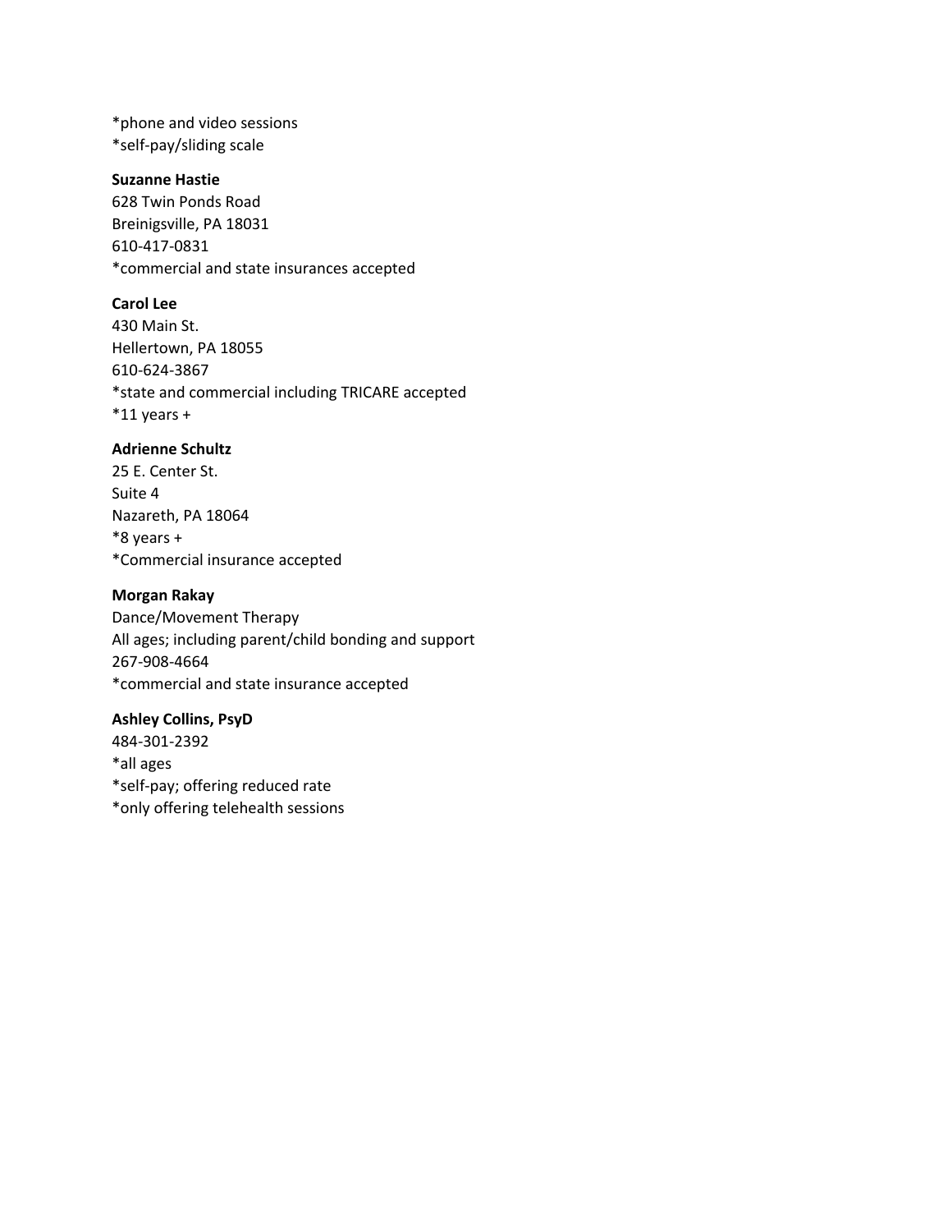*phone and video sessions
*self-pay/sliding scale

**Suzanne Hastie**
628 Twin Ponds Road
Breinigsville, PA 18031
610-417-0831
*commercial and state insurances accepted

**Carol Lee**
430 Main St.
Hellertown, PA 18055
610-624-3867
*state and commercial including TRICARE accepted
*11 years +

**Adrienne Schultz**
25 E. Center St.
Suite 4
Nazareth, PA 18064
*8 years +
*Commercial insurance accepted

**Morgan Rakay**
Dance/Movement Therapy
All ages; including parent/child bonding and support
267-908-4664
*commercial and state insurance accepted

**Ashley Collins, PsyD**
484-301-2392
*all ages
*self-pay; offering reduced rate
*only offering telehealth sessions